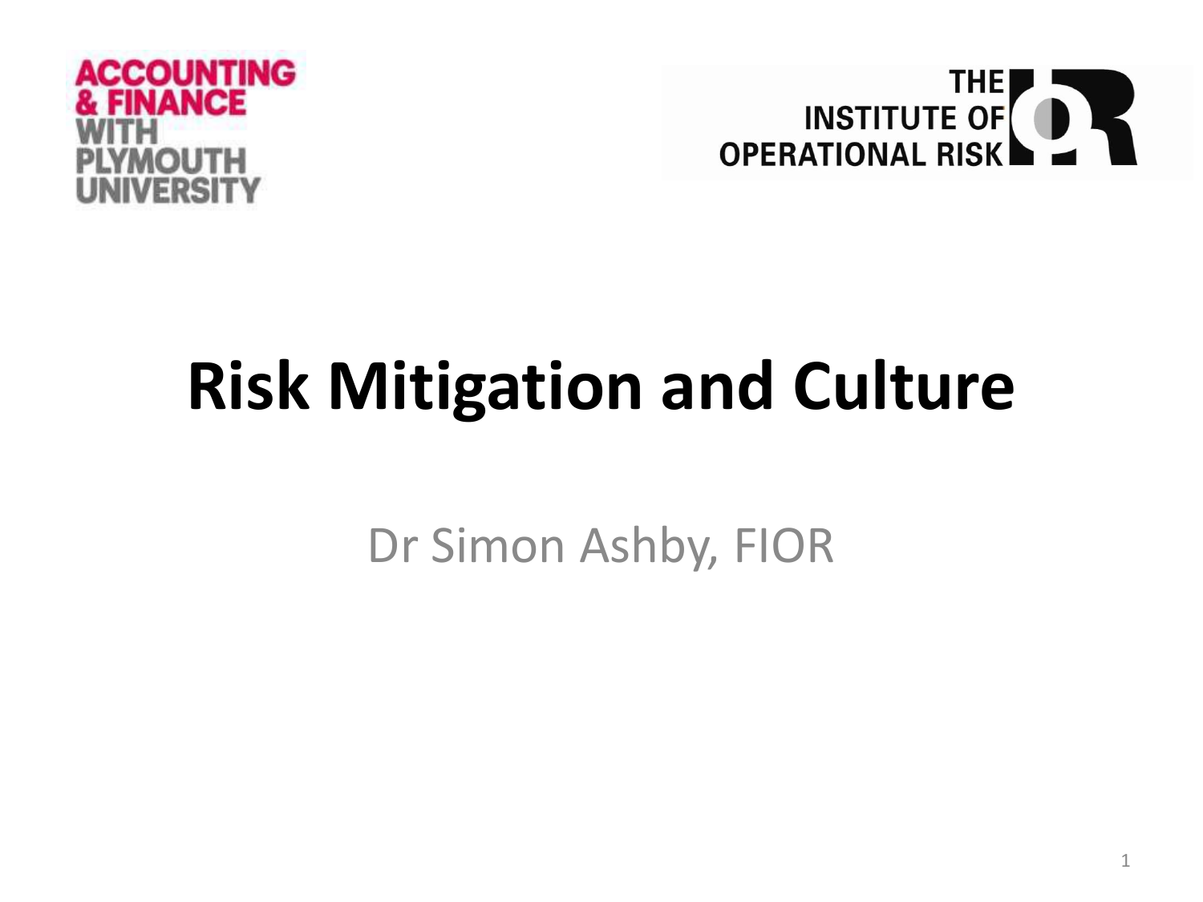ACCOUNTING & FINANCE WITH PLYMOUTH UNIVERSITY

THE INSTITUTE OF OPERATIONAL RISK

# Risk Mitigation and Culture

Dr Simon Ashby, FIOR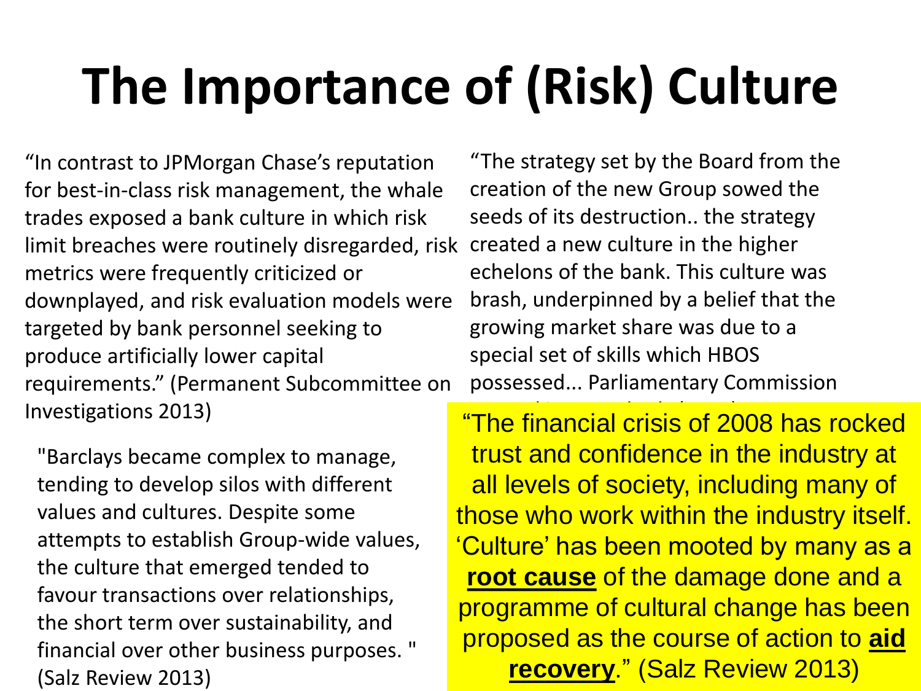# The Importance of (Risk) Culture

"In contrast to JPMorgan Chase's reputation for best-in-class risk management, the whale trades exposed a bank culture in which risk limit breaches were routinely disregarded, risk metrics were frequently criticized or downplayed, and risk evaluation models were targeted by bank personnel seeking to produce artificially lower capital requirements." (Permanent Subcommittee on Investigations 2013)

"Barclays became complex to manage, tending to develop silos with different values and cultures. Despite some attempts to establish Group-wide values, the culture that emerged tended to favour transactions over relationships, the short term over sustainability, and financial over other business purposes. " (Salz Review 2013)

"The strategy set by the Board from the creation of the new Group sowed the seeds of its destruction.. the strategy created a new culture in the higher echelons of the bank. This culture was brash, underpinned by a belief that the growing market share was due to a special set of skills which HBOS possessed... Parliamentary Commission

"The financial crisis of 2008 has rocked trust and confidence in the industry at all levels of society, including many of those who work within the industry itself. 'Culture' has been mooted by many as a **root cause** of the damage done and a programme of cultural change has been proposed as the course of action to **aid recovery**." (Salz Review 2013)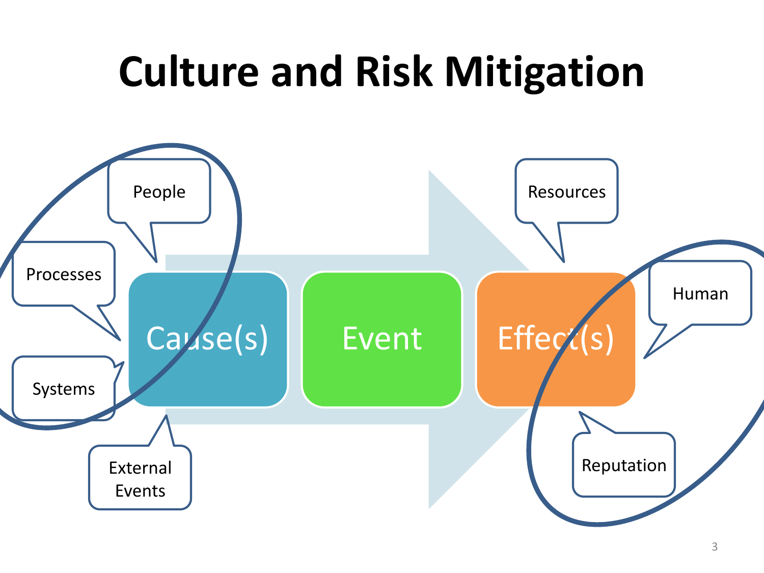# Culture and Risk Mitigation

People

Processes

Systems

External Events

Cause(s)

Event

Effect(s)

Resources

Human

Reputation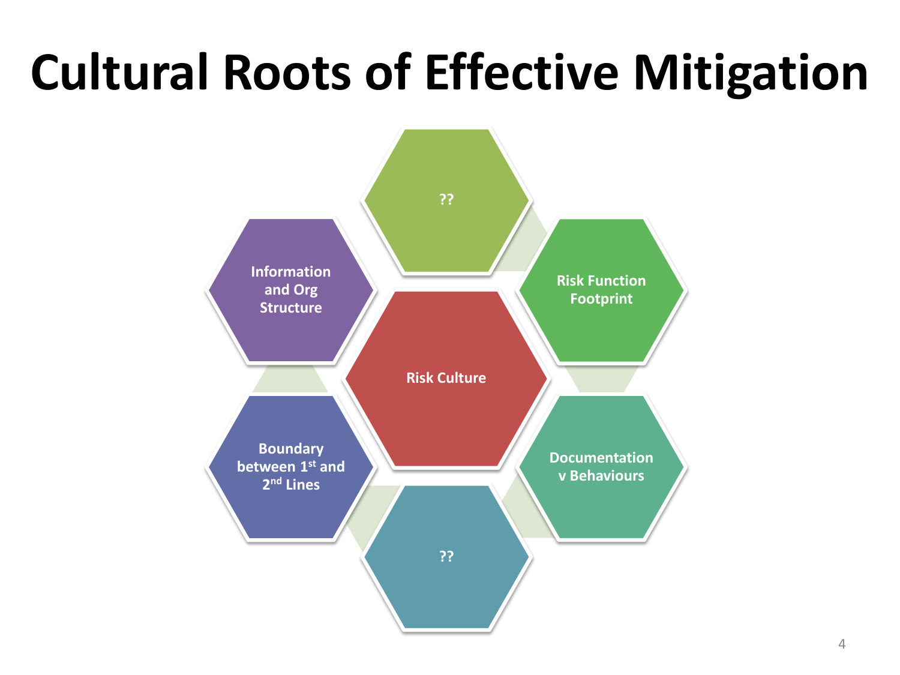# Cultural Roots of Effective Mitigation

- ??
- Risk Function Footprint
- Documentation v Behaviours
- ??
- Boundary between 1st and 2nd Lines
- Information and Org Structure
- Risk Culture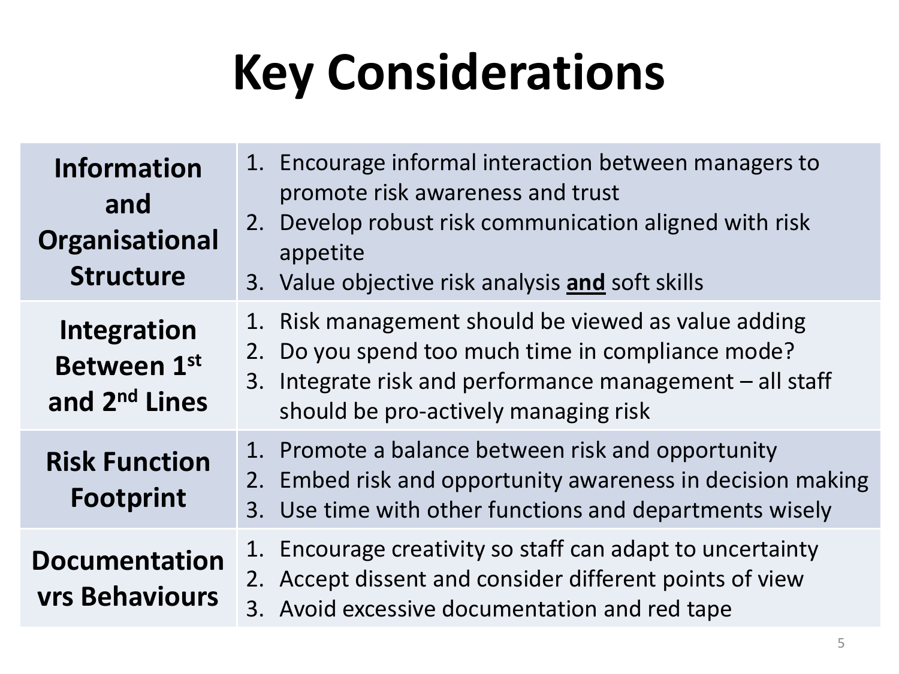# Key Considerations

| | |
|---|---|
| **Information and Organisational Structure** | 1. Encourage informal interaction between managers to promote risk awareness and trust<br>2. Develop robust risk communication aligned with risk appetite<br>3. Value objective risk analysis **and** soft skills |
| **Integration Between 1st and 2nd Lines** | 1. Risk management should be viewed as value adding<br>2. Do you spend too much time in compliance mode?<br>3. Integrate risk and performance management – all staff should be pro-actively managing risk |
| **Risk Function Footprint** | 1. Promote a balance between risk and opportunity<br>2. Embed risk and opportunity awareness in decision making<br>3. Use time with other functions and departments wisely |
| **Documentation vrs Behaviours** | 1. Encourage creativity so staff can adapt to uncertainty<br>2. Accept dissent and consider different points of view<br>3. Avoid excessive documentation and red tape |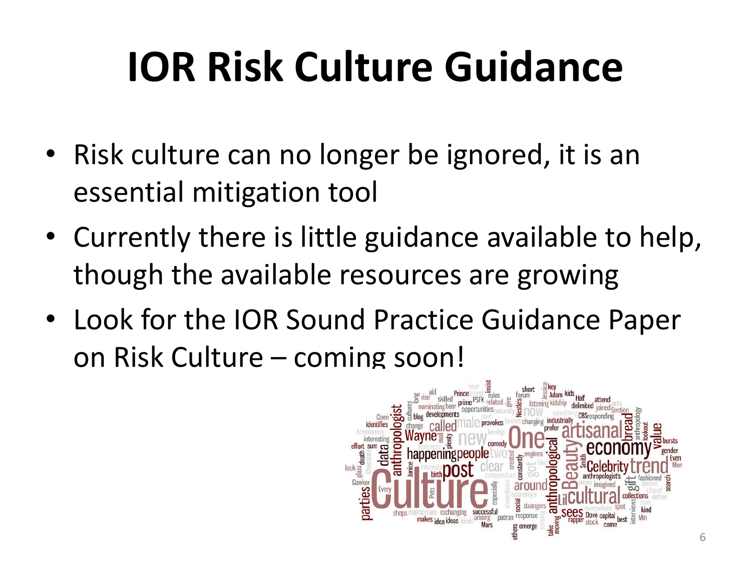# IOR Risk Culture Guidance

- Risk culture can no longer be ignored, it is an essential mitigation tool
- Currently there is little guidance available to help, though the available resources are growing
- Look for the IOR Sound Practice Guidance Paper on Risk Culture – coming soon!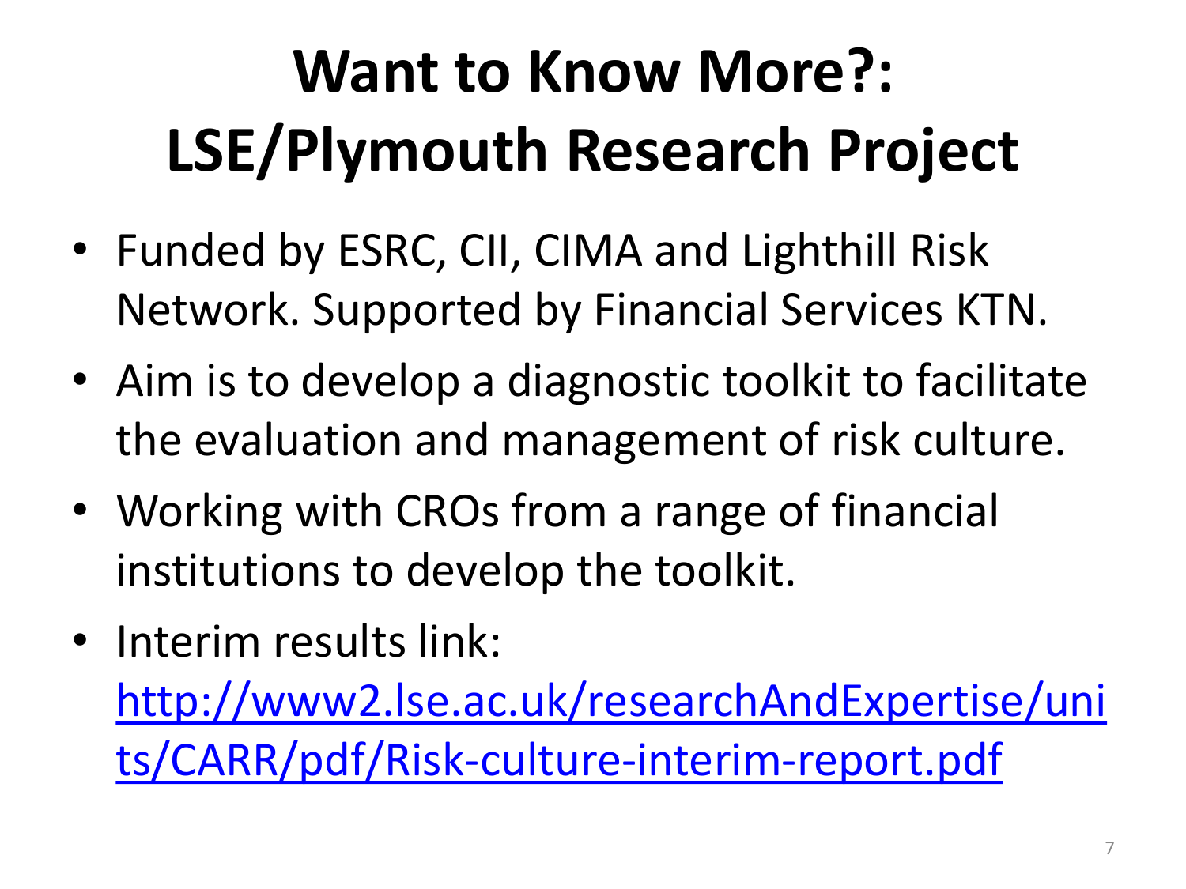# Want to Know More?: LSE/Plymouth Research Project

- Funded by ESRC, CII, CIMA and Lighthill Risk Network. Supported by Financial Services KTN.
- Aim is to develop a diagnostic toolkit to facilitate the evaluation and management of risk culture.
- Working with CROs from a range of financial institutions to develop the toolkit.
- Interim results link: [http://www2.lse.ac.uk/researchAndExpertise/units/CARR/pdf/Risk-culture-interim-report.pdf](http://www2.lse.ac.uk/researchAndExpertise/units/CARR/pdf/Risk-culture-interim-report.pdf)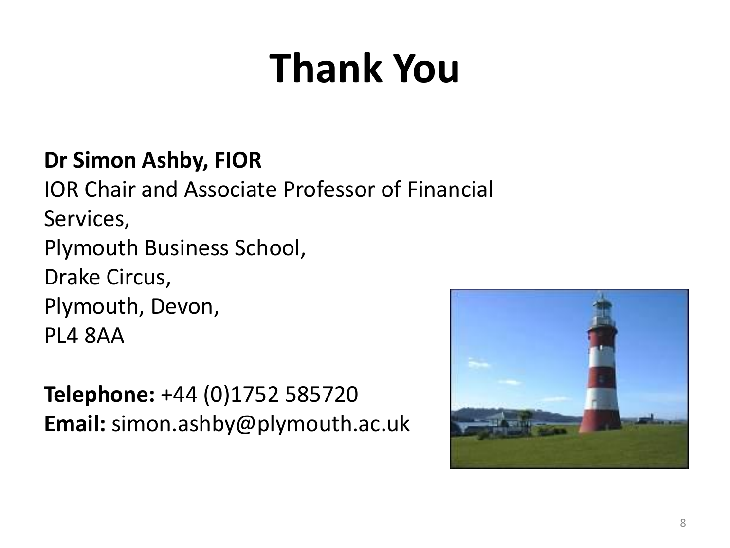# Thank You

**Dr Simon Ashby, FIOR**
IOR Chair and Associate Professor of Financial Services,
Plymouth Business School,
Drake Circus,
Plymouth, Devon,
PL4 8AA

**Telephone:** +44 (0)1752 585720
**Email:** simon.ashby@plymouth.ac.uk